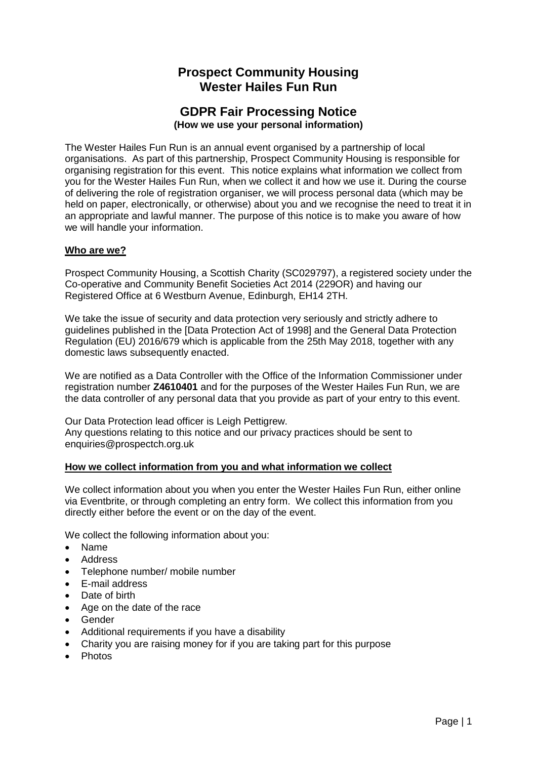# Prospect Community Housing Wester Hailes Fun Run

## GDPR Fair Processing Notice

**(How we use your personal information)**

The Wester Hailes Fun Run is an annual event organised by a partnership of local organisations. As part of this partnership, Prospect Community Housing is responsible for organising registration for this event. This notice explains what information we collect from you for the Wester Hailes Fun Run, when we collect it and how we use it. During the course of delivering the role of registration organiser, we will process personal data (which may be held on paper, electronically, or otherwise) about you and we recognise the need to treat it in an appropriate and lawful manner. The purpose of this notice is to make you aware of how we will handle your information.

### Who are we?

Prospect Community Housing, a Scottish Charity (SC029797), a registered society under the Co-operative and Community Benefit Societies Act 2014 (229OR) and having our Registered Office at 6 Westburn Avenue, Edinburgh, EH14 2TH.

We take the issue of security and data protection very seriously and strictly adhere to guidelines published in the [Data Protection Act of 1998] and the General Data Protection Regulation (EU) 2016/679 which is applicable from the 25th May 2018, together with any domestic laws subsequently enacted.

We are notified as a Data Controller with the Office of the Information Commissioner under registration number **Z4610401** and for the purposes of the Wester Hailes Fun Run, we are the data controller of any personal data that you provide as part of your entry to this event.

Our Data Protection lead officer is Leigh Pettigrew.
Any questions relating to this notice and our privacy practices should be sent to enquiries@prospectch.org.uk

### How we collect information from you and what information we collect

We collect information about you when you enter the Wester Hailes Fun Run, either online via Eventbrite, or through completing an entry form. We collect this information from you directly either before the event or on the day of the event.

We collect the following information about you:

- Name
- Address
- Telephone number/ mobile number
- E-mail address
- Date of birth
- Age on the date of the race
- Gender
- Additional requirements if you have a disability
- Charity you are raising money for if you are taking part for this purpose
- Photos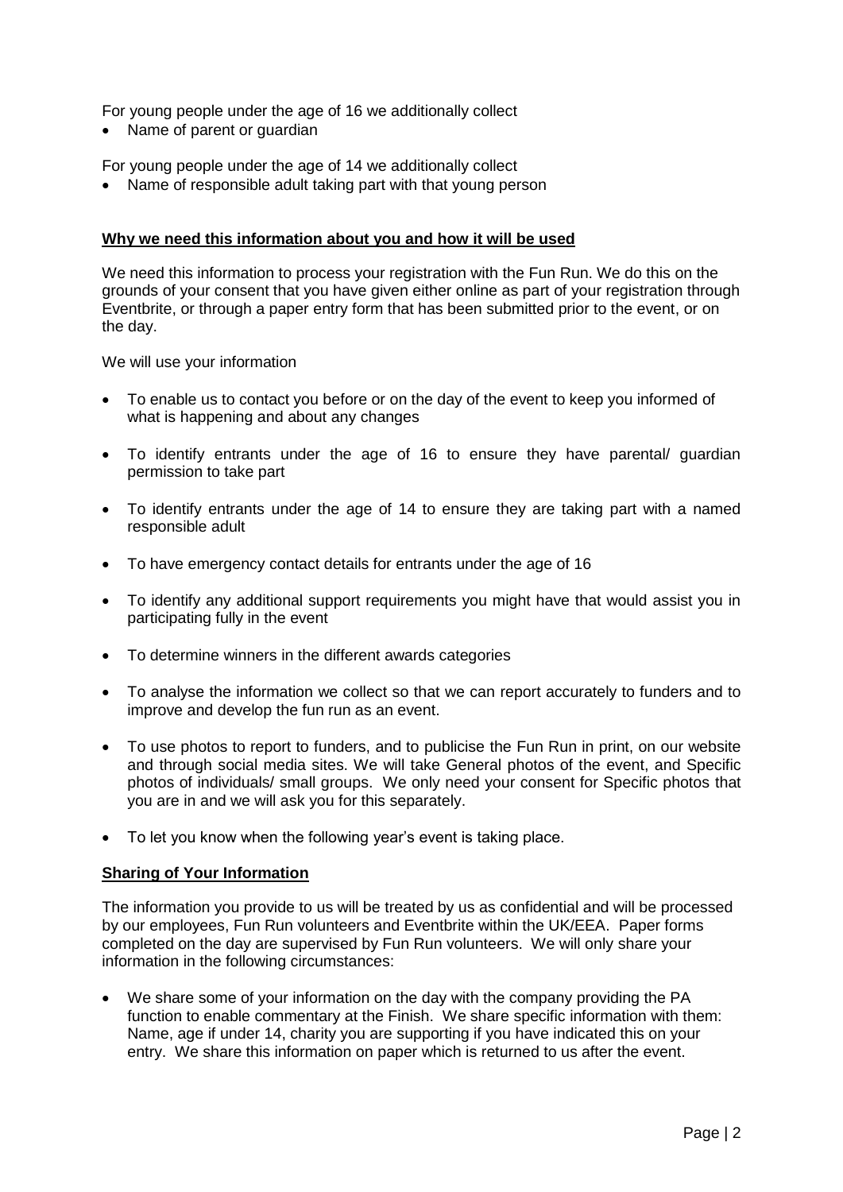For young people under the age of 16 we additionally collect

- Name of parent or guardian

For young people under the age of 14 we additionally collect

- Name of responsible adult taking part with that young person

## Why we need this information about you and how it will be used

We need this information to process your registration with the Fun Run. We do this on the grounds of your consent that you have given either online as part of your registration through Eventbrite, or through a paper entry form that has been submitted prior to the event, or on the day.

We will use your information

- To enable us to contact you before or on the day of the event to keep you informed of what is happening and about any changes
- To identify entrants under the age of 16 to ensure they have parental/ guardian permission to take part
- To identify entrants under the age of 14 to ensure they are taking part with a named responsible adult
- To have emergency contact details for entrants under the age of 16
- To identify any additional support requirements you might have that would assist you in participating fully in the event
- To determine winners in the different awards categories
- To analyse the information we collect so that we can report accurately to funders and to improve and develop the fun run as an event.
- To use photos to report to funders, and to publicise the Fun Run in print, on our website and through social media sites. We will take General photos of the event, and Specific photos of individuals/ small groups. We only need your consent for Specific photos that you are in and we will ask you for this separately.
- To let you know when the following year's event is taking place.

## Sharing of Your Information

The information you provide to us will be treated by us as confidential and will be processed by our employees, Fun Run volunteers and Eventbrite within the UK/EEA. Paper forms completed on the day are supervised by Fun Run volunteers. We will only share your information in the following circumstances:

- We share some of your information on the day with the company providing the PA function to enable commentary at the Finish. We share specific information with them: Name, age if under 14, charity you are supporting if you have indicated this on your entry. We share this information on paper which is returned to us after the event.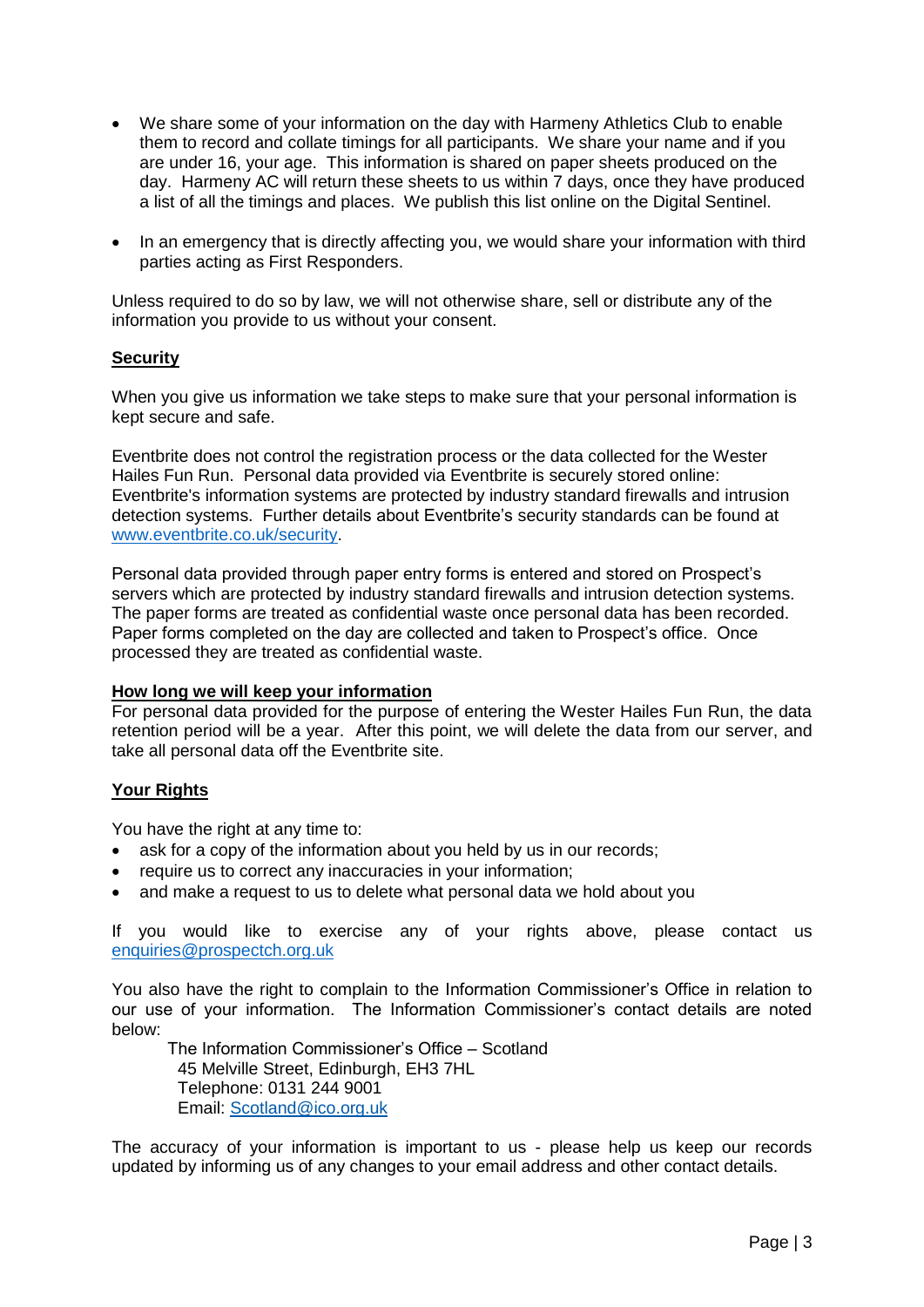- We share some of your information on the day with Harmeny Athletics Club to enable them to record and collate timings for all participants. We share your name and if you are under 16, your age. This information is shared on paper sheets produced on the day. Harmeny AC will return these sheets to us within 7 days, once they have produced a list of all the timings and places. We publish this list online on the Digital Sentinel.
- In an emergency that is directly affecting you, we would share your information with third parties acting as First Responders.

Unless required to do so by law, we will not otherwise share, sell or distribute any of the information you provide to us without your consent.

## Security

When you give us information we take steps to make sure that your personal information is kept secure and safe.

Eventbrite does not control the registration process or the data collected for the Wester Hailes Fun Run. Personal data provided via Eventbrite is securely stored online: Eventbrite's information systems are protected by industry standard firewalls and intrusion detection systems. Further details about Eventbrite's security standards can be found at [www.eventbrite.co.uk/security](http://www.eventbrite.co.uk/security).

Personal data provided through paper entry forms is entered and stored on Prospect's servers which are protected by industry standard firewalls and intrusion detection systems. The paper forms are treated as confidential waste once personal data has been recorded. Paper forms completed on the day are collected and taken to Prospect's office. Once processed they are treated as confidential waste.

## How long we will keep your information

For personal data provided for the purpose of entering the Wester Hailes Fun Run, the data retention period will be a year. After this point, we will delete the data from our server, and take all personal data off the Eventbrite site.

## Your Rights

You have the right at any time to:

- ask for a copy of the information about you held by us in our records;
- require us to correct any inaccuracies in your information;
- and make a request to us to delete what personal data we hold about you

If you would like to exercise any of your rights above, please contact us [enquiries@prospectch.org.uk](mailto:enquiries@prospectch.org.uk)

You also have the right to complain to the Information Commissioner's Office in relation to our use of your information. The Information Commissioner's contact details are noted below:

The Information Commissioner's Office – Scotland
45 Melville Street, Edinburgh, EH3 7HL
Telephone: 0131 244 9001
Email: [Scotland@ico.org.uk](mailto:Scotland@ico.org.uk)

The accuracy of your information is important to us - please help us keep our records updated by informing us of any changes to your email address and other contact details.